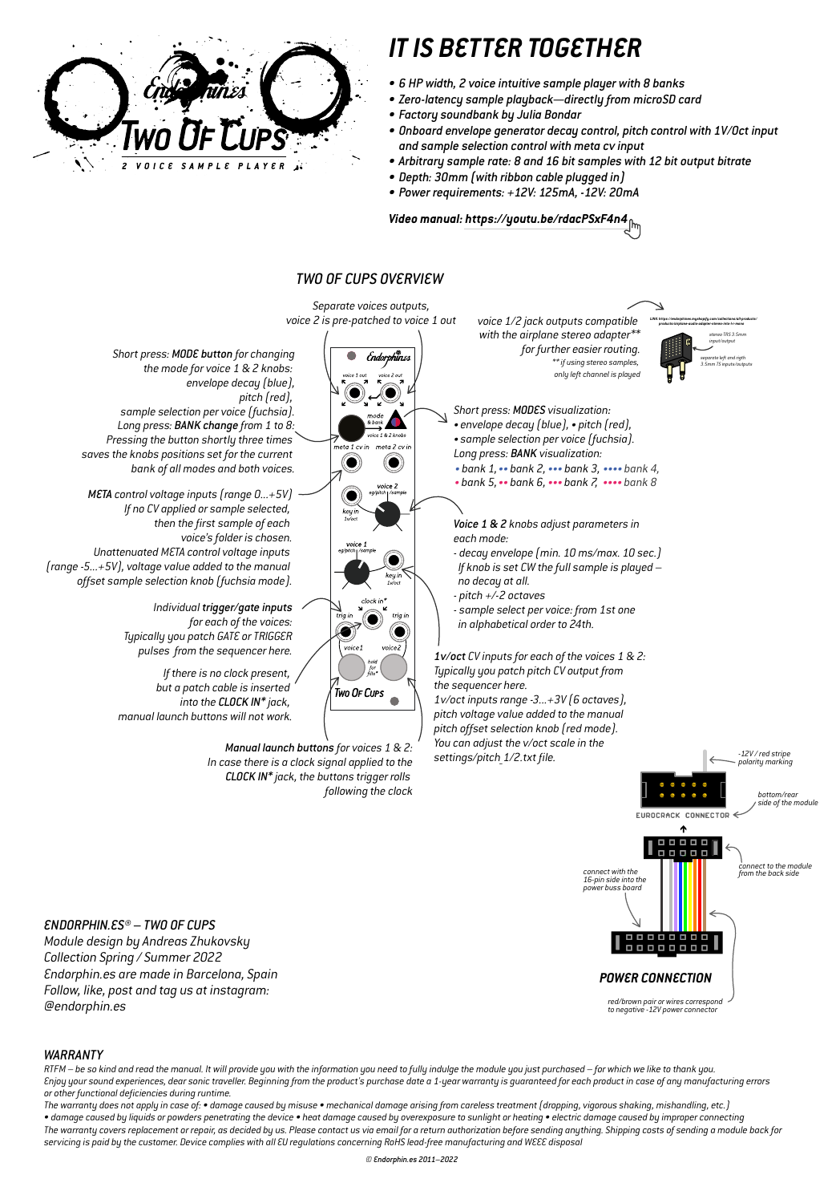# IT IS BETTER TOGETHER

- 6 HP width, 2 voice intuitive sample player with 8 banks
- Zero-latency sample playback—directly from microSD card
- Factory soundbank by Julia Bondar
- Onboard envelope generator decay control, pitch control with 1V/Oct input and sample selection control with meta cv input
- Arbitrary sample rate: 8 and 16 bit samples with 12 bit output bitrate
- Depth: 30mm (with ribbon cable plugged in)
- Power requirements: +12V: 125mA, -12V: 20mA

**Video manual: https://youtu.be/rdacPSxF4n4**

## TWO OF CUPS OVERVIEW

Separate voices outputs, voice 2 is pre-patched to voice 1 out

voice 1/2 jack outputs compatible with the airplane stereo adapter** for further easier routing.
** if using stereo samples, only left channel is played

Short press: **MODE button** for changing the mode for voice 1 & 2 knobs: envelope decay (blue), pitch (red), sample selection per voice (fuchsia).
Long press: **BANK change** from 1 to 8:
Pressing the button shortly three times saves the knobs positions set for the current bank of all modes and both voices.

Short press: **MODES** visualization:
- envelope decay (blue), • pitch (red),
- sample selection per voice (fuchsia).

Long press: **BANK** visualization:
- bank 1, •• bank 2, ••• bank 3, •••• bank 4,
- bank 5, •• bank 6, ••• bank 7, •••• bank 8

**META** control voltage inputs (range 0...+5V)
If no CV applied or sample selected, then the first sample of each voice's folder is chosen.
Unattenuated META control voltage inputs (range -5...+5V), voltage value added to the manual offset sample selection knob (fuchsia mode).

**Voice 1 & 2** knobs adjust parameters in each mode:
- decay envelope (min. 10 ms/max. 10 sec.)
  If knob is set CW the full sample is played – no decay at all.
- pitch +/-2 octaves
- sample select per voice: from 1st one in alphabetical order to 24th.

Individual **trigger/gate inputs** for each of the voices:
Typically you patch GATE or TRIGGER pulses from the sequencer here.

If there is no clock present, but a patch cable is inserted into the **CLOCK IN*** jack, manual launch buttons will not work.

**1v/oct** CV inputs for each of the voices 1 & 2:
Typically you patch pitch CV output from the sequencer here.
1v/oct inputs range -3...+3V (6 octaves), pitch voltage value added to the manual pitch offset selection knob (red mode).
You can adjust the v/oct scale in the settings/pitch_1/2.txt file.

**Manual launch buttons** for voices 1 & 2:
In case there is a clock signal applied to the **CLOCK IN*** jack, the buttons trigger rolls following the clock

-12V / red stripe polarity marking

bottom/rear side of the module

EURORACK CONNECTOR

connect to the module from the back side

connect with the 16-pin side into the power buss board

### POWER CONNECTION

red/brown pair or wires correspond to negative -12V power connector

*ENDORPHIN.ES® – TWO OF CUPS*
*Module design by Andreas Zhukovsky*
*Collection Spring / Summer 2022*
*Endorphin.es are made in Barcelona, Spain*
*Follow, like, post and tag us at instagram: @endorphin.es*

## WARRANTY

RTFM – be so kind and read the manual. It will provide you with the information you need to fully indulge the module you just purchased – for which we like to thank you.
Enjoy your sound experiences, dear sonic traveller. Beginning from the product's purchase date a 1-year warranty is guaranteed for each product in case of any manufacturing errors or other functional deficiencies during runtime.
The warranty does not apply in case of: • damage caused by misuse • mechanical damage arising from careless treatment (dropping, vigorous shaking, mishandling, etc.) • damage caused by liquids or powders penetrating the device • heat damage caused by overexposure to sunlight or heating • electric damage caused by improper connecting
The warranty covers replacement or repair, as decided by us. Please contact us via email for a return authorization before sending anything. Shipping costs of sending a module back for servicing is paid by the customer. Device complies with all EU regulations concerning RoHS lead-free manufacturing and WEEE disposal

© Endorphin.es 2011–2022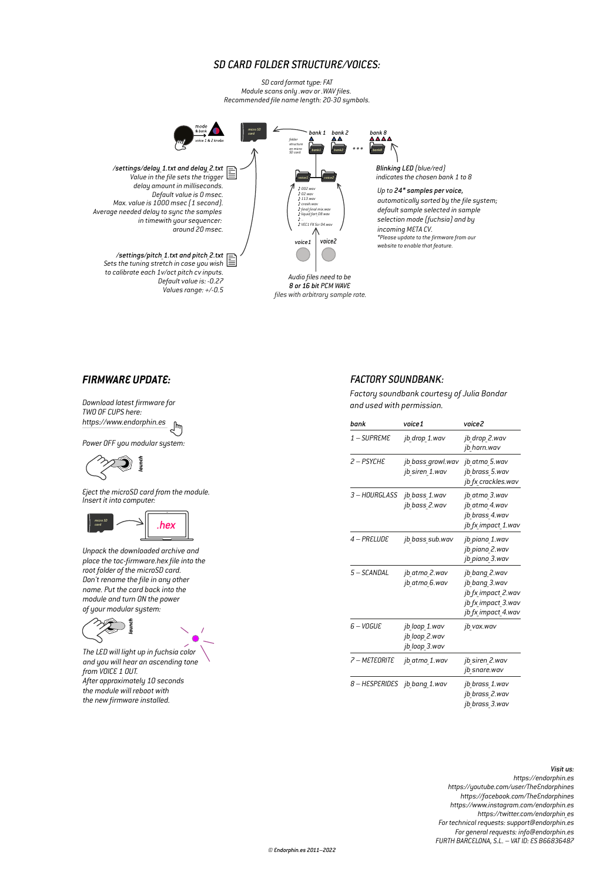## SD CARD FOLDER STRUCTURE/VOICES:

SD card format type: FAT
Module scans only .wav or .WAV files.
Recommended file name length: 20-30 symbols.

mode & bank

voice 1 & 2 knobs

micro SD card

bank 1 bank 2 bank 8

folder structure on micro SD card

bank1 bank2 ••• bank8

voice1 voice2

002.wav
02.wav
113.wav
crash.wav
final final mix.wav
liquid fart 08.wav
VEC1 FX Scr 04.wav

voice1 voice2

/settings/delay_1.txt and delay_2.txt
Value in the file sets the trigger delay amount in milliseconds.
Default value is 0 msec.
Max. value is 1000 msec (1 second).
Average needed delay to sync the samples in timewith your sequencer: around 20 msec.

/settings/pitch_1.txt and pitch_2.txt
Sets the tuning stretch in case you wish to calibrate each 1v/oct pitch cv inputs.
Default value is: -0.27
Values range: +/-0.5

Blinking LED (blue/red) indicates the chosen bank 1 to 8

Up to **24*** **samples per voice**, automatically sorted by the file system; default sample selected in sample selection mode (fuchsia) and by incoming META CV.
*Please update to the firmware from our website to enable that feature.

Audio files need to be
**8 or 16 bit PCM WAVE**
files with arbitrary sample rate.

## FIRMWARE UPDATE:

Download latest firmware for TWO OF CUPS here:
https://www.endorphin.es

Power OFF you modular system:

launch

Eject the microSD card from the module.
Insert it into computer:

micro SD card

.hex

Unpack the downloaded archive and place the toc-firmware.hex file into the root folder of the microSD card.
Don't rename the file in any other name. Put the card back into the module and turn ON the power of your modular system:

launch

The LED will light up in fuchsia color and you will hear an ascending tone from VOICE 1 OUT.
After approximately 10 seconds the module will reboot with the new firmware installed.

## FACTORY SOUNDBANK:

Factory soundbank courtesy of Julia Bondar and used with permission.

| bank | voice1 | voice2 |
|---|---|---|
| 1 – SUPREME | jb_drop_1.wav | jb_drop_2.wav<br>jb_horn.wav |
| 2 – PSYCHE | jb_bass_growl.wav<br>jb_siren_1.wav | jb_atmo_5.wav<br>jb_brass_5.wav<br>jb_fx_crackles.wav |
| 3 – HOURGLASS | jb_bass_1.wav<br>jb_bass_2.wav | jb_atmo_3.wav<br>jb_atmo_4.wav<br>jb_brass_4.wav<br>jb_fx_impact_1.wav |
| 4 – PRELUDE | jb_bass_sub.wav | jb_piano_1.wav<br>jb_piano_2.wav<br>jb_piano_3.wav |
| 5 – SCANDAL | jb_atmo_2.wav<br>jb_atmo_6.wav | jb_bang_2.wav<br>jb_bang_3.wav<br>jb_fx_impact_2.wav<br>jb_fx_impact_3.wav<br>jb_fx_impact_4.wav |
| 6 – VOGUE | jb_loop_1.wav<br>jb_loop_2.wav<br>jb_loop_3.wav | jb_vox.wav |
| 7 – METEORITE | jb_atmo_1.wav | jb_siren_2.wav<br>jb_snare.wav |
| 8 – HESPERIDES | jb_bang_1.wav | jb_brass_1.wav<br>jb_brass_2.wav<br>jb_brass_3.wav |

**Visit us:**
https://endorphin.es
https://youtube.com/user/TheEndorphines
https://facebook.com/TheEndorphines
https://www.instagram.com/endorphin.es
https://twitter.com/endorphin_es
For technical requests: support@endorphin.es
For general requests: info@endorphin.es
FURTH BARCELONA, S.L. – VAT ID: ES B66836487

© Endorphin.es 2011–2022